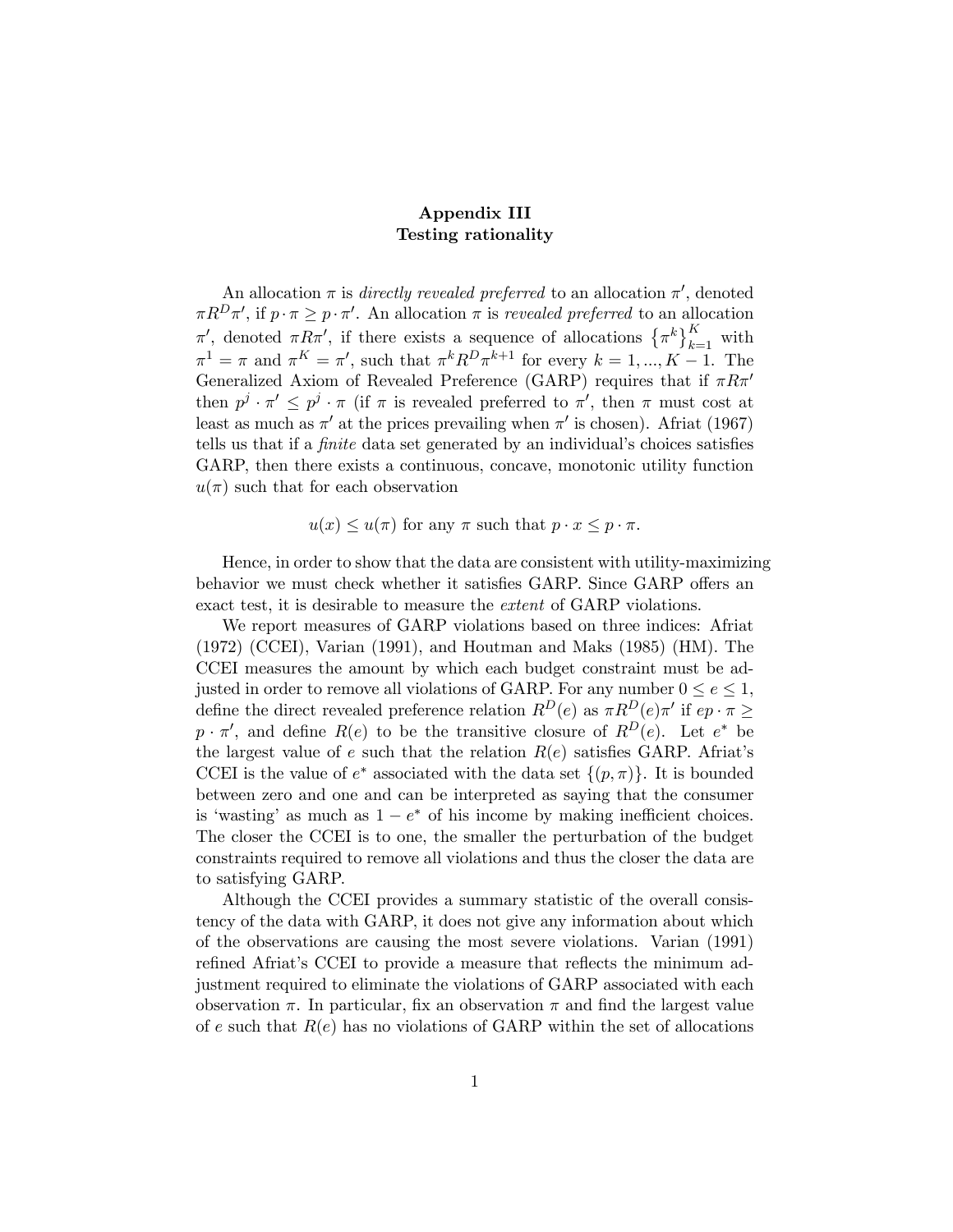## Appendix III
## Testing rationality

An allocation $\pi$ is *directly revealed preferred* to an allocation $\pi'$, denoted $\pi R^D \pi'$, if $p \cdot \pi \geq p \cdot \pi'$. An allocation $\pi$ is *revealed preferred* to an allocation $\pi'$, denoted $\pi R \pi'$, if there exists a sequence of allocations $\{\pi^k\}_{k=1}^K$ with $\pi^1 = \pi$ and $\pi^K = \pi'$, such that $\pi^k R^D \pi^{k+1}$ for every $k = 1, ..., K-1$. The Generalized Axiom of Revealed Preference (GARP) requires that if $\pi R \pi'$ then $p^j \cdot \pi' \leq p^j \cdot \pi$ (if $\pi$ is revealed preferred to $\pi'$, then $\pi$ must cost at least as much as $\pi'$ at the prices prevailing when $\pi'$ is chosen). Afriat (1967) tells us that if a *finite* data set generated by an individual's choices satisfies GARP, then there exists a continuous, concave, monotonic utility function $u(\pi)$ such that for each observation

$$u(x) \leq u(\pi) \text{ for any } \pi \text{ such that } p \cdot x \leq p \cdot \pi.$$

Hence, in order to show that the data are consistent with utility-maximizing behavior we must check whether it satisfies GARP. Since GARP offers an exact test, it is desirable to measure the *extent* of GARP violations.

We report measures of GARP violations based on three indices: Afriat (1972) (CCEI), Varian (1991), and Houtman and Maks (1985) (HM). The CCEI measures the amount by which each budget constraint must be adjusted in order to remove all violations of GARP. For any number $0 \leq e \leq 1$, define the direct revealed preference relation $R^D(e)$ as $\pi R^D(e) \pi'$ if $ep \cdot \pi \geq p \cdot \pi'$, and define $R(e)$ to be the transitive closure of $R^D(e)$. Let $e^*$ be the largest value of $e$ such that the relation $R(e)$ satisfies GARP. Afriat's CCEI is the value of $e^*$ associated with the data set $\{(p, \pi)\}$. It is bounded between zero and one and can be interpreted as saying that the consumer is 'wasting' as much as $1 - e^*$ of his income by making inefficient choices. The closer the CCEI is to one, the smaller the perturbation of the budget constraints required to remove all violations and thus the closer the data are to satisfying GARP.

Although the CCEI provides a summary statistic of the overall consistency of the data with GARP, it does not give any information about which of the observations are causing the most severe violations. Varian (1991) refined Afriat's CCEI to provide a measure that reflects the minimum adjustment required to eliminate the violations of GARP associated with each observation $\pi$. In particular, fix an observation $\pi$ and find the largest value of $e$ such that $R(e)$ has no violations of GARP within the set of allocations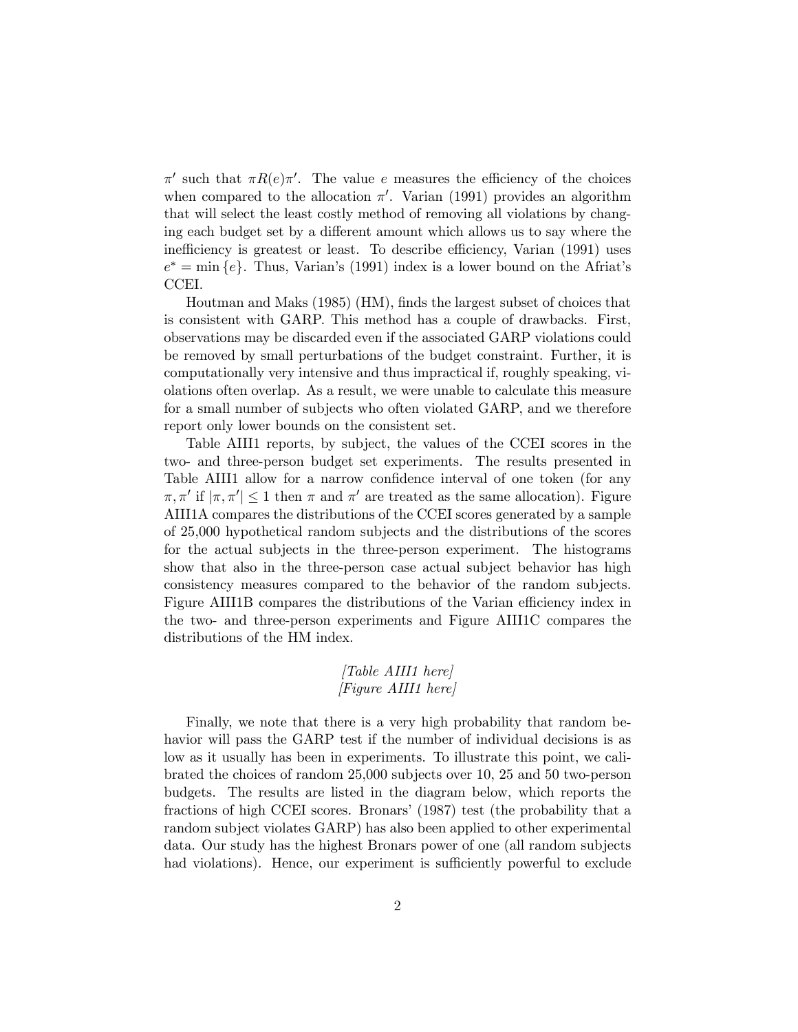$\pi'$ such that $\pi R(e) \pi'$. The value $e$ measures the efficiency of the choices when compared to the allocation $\pi'$. Varian (1991) provides an algorithm that will select the least costly method of removing all violations by changing each budget set by a different amount which allows us to say where the inefficiency is greatest or least. To describe efficiency, Varian (1991) uses $e^* = \min\{e\}$. Thus, Varian's (1991) index is a lower bound on the Afriat's CCEI.

Houtman and Maks (1985) (HM), finds the largest subset of choices that is consistent with GARP. This method has a couple of drawbacks. First, observations may be discarded even if the associated GARP violations could be removed by small perturbations of the budget constraint. Further, it is computationally very intensive and thus impractical if, roughly speaking, violations often overlap. As a result, we were unable to calculate this measure for a small number of subjects who often violated GARP, and we therefore report only lower bounds on the consistent set.

Table AIII1 reports, by subject, the values of the CCEI scores in the two- and three-person budget set experiments. The results presented in Table AIII1 allow for a narrow confidence interval of one token (for any $\pi, \pi'$ if $|\pi, \pi'| \leq 1$ then $\pi$ and $\pi'$ are treated as the same allocation). Figure AIII1A compares the distributions of the CCEI scores generated by a sample of 25,000 hypothetical random subjects and the distributions of the scores for the actual subjects in the three-person experiment. The histograms show that also in the three-person case actual subject behavior has high consistency measures compared to the behavior of the random subjects. Figure AIII1B compares the distributions of the Varian efficiency index in the two- and three-person experiments and Figure AIII1C compares the distributions of the HM index.

*[Table AIII1 here]*
*[Figure AIII1 here]*

Finally, we note that there is a very high probability that random behavior will pass the GARP test if the number of individual decisions is as low as it usually has been in experiments. To illustrate this point, we calibrated the choices of random 25,000 subjects over 10, 25 and 50 two-person budgets. The results are listed in the diagram below, which reports the fractions of high CCEI scores. Bronars' (1987) test (the probability that a random subject violates GARP) has also been applied to other experimental data. Our study has the highest Bronars power of one (all random subjects had violations). Hence, our experiment is sufficiently powerful to exclude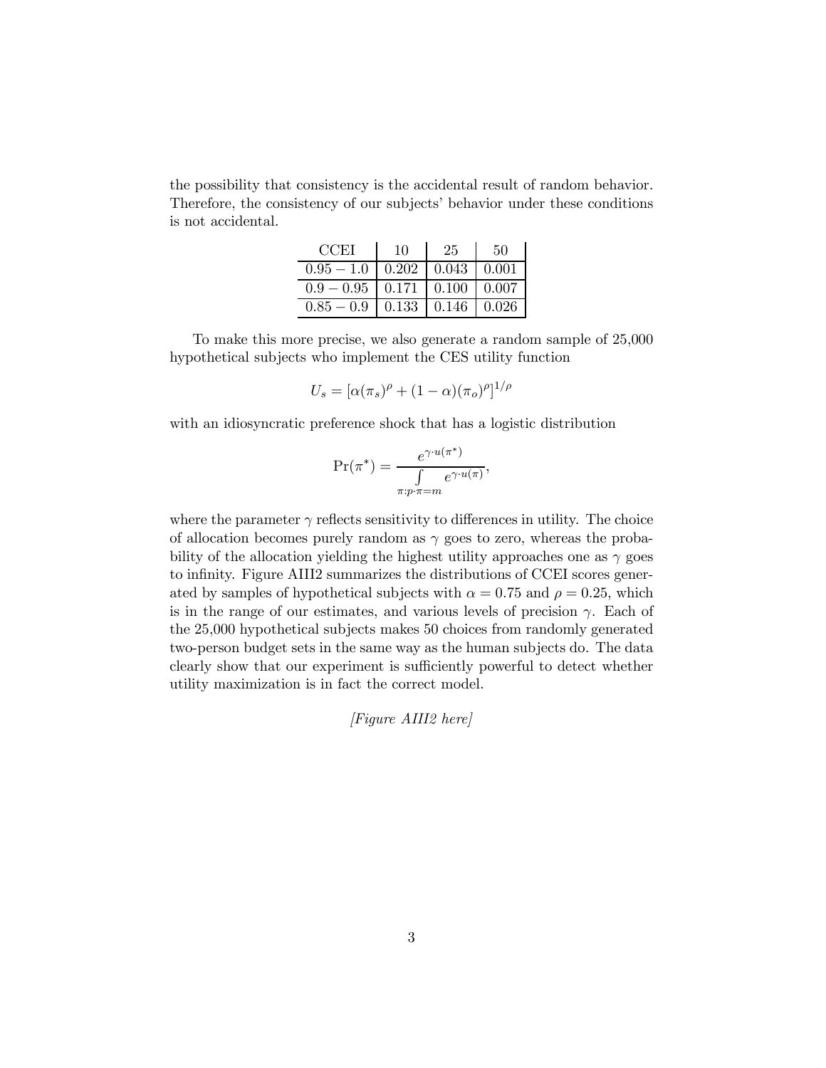the possibility that consistency is the accidental result of random behavior. Therefore, the consistency of our subjects' behavior under these conditions is not accidental.

| CCEI | 10 | 25 | 50 |
|---|---|---|---|
| $0.95 - 1.0$ | 0.202 | 0.043 | 0.001 |
| $0.9 - 0.95$ | 0.171 | 0.100 | 0.007 |
| $0.85 - 0.9$ | 0.133 | 0.146 | 0.026 |

To make this more precise, we also generate a random sample of 25,000 hypothetical subjects who implement the CES utility function

$$U_s = [\alpha(\pi_s)^\rho + (1-\alpha)(\pi_o)^\rho]^{1/\rho}$$

with an idiosyncratic preference shock that has a logistic distribution

$$\Pr(\pi^*) = \frac{e^{\gamma \cdot u(\pi^*)}}{\int\limits_{\pi : p \cdot \pi = m} e^{\gamma \cdot u(\pi)}},$$

where the parameter $\gamma$ reflects sensitivity to differences in utility. The choice of allocation becomes purely random as $\gamma$ goes to zero, whereas the probability of the allocation yielding the highest utility approaches one as $\gamma$ goes to infinity. Figure AIII2 summarizes the distributions of CCEI scores generated by samples of hypothetical subjects with $\alpha = 0.75$ and $\rho = 0.25$, which is in the range of our estimates, and various levels of precision $\gamma$. Each of the 25,000 hypothetical subjects makes 50 choices from randomly generated two-person budget sets in the same way as the human subjects do. The data clearly show that our experiment is sufficiently powerful to detect whether utility maximization is in fact the correct model.

*[Figure AIII2 here]*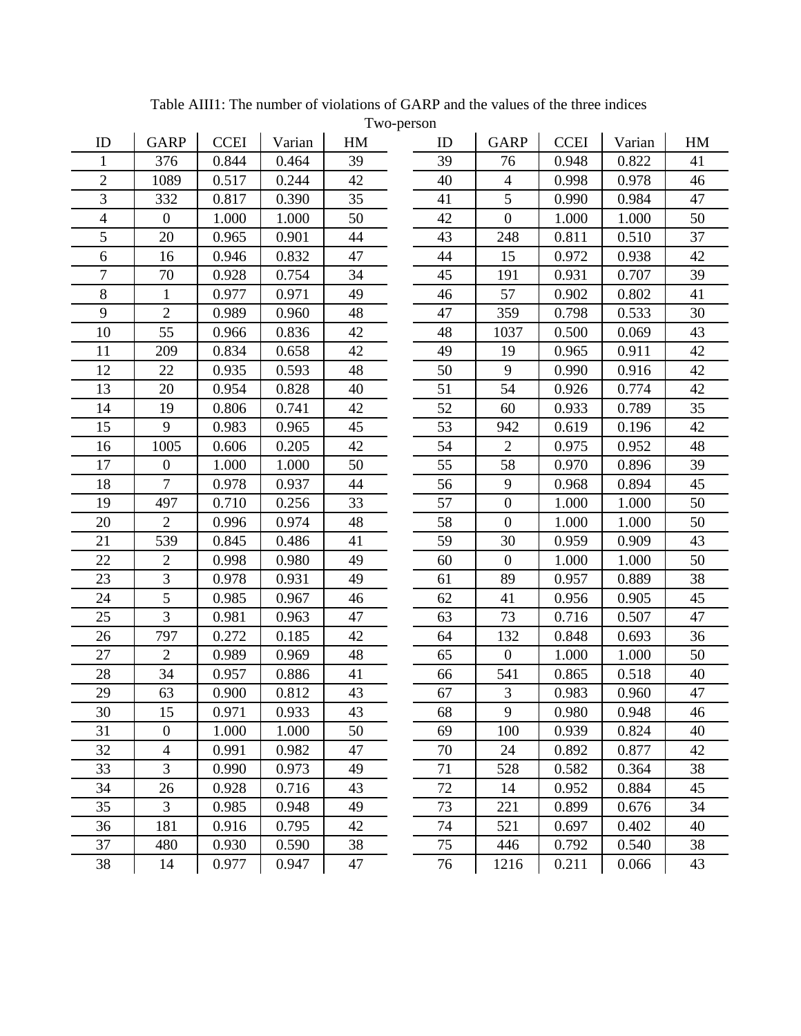Table AIII1: The number of violations of GARP and the values of the three indices

Two-person

| ID | GARP | CCEI | Varian | HM | ID | GARP | CCEI | Varian | HM |
|---|---|---|---|---|---|---|---|---|---|
| 1 | 376 | 0.844 | 0.464 | 39 | 39 | 76 | 0.948 | 0.822 | 41 |
| 2 | 1089 | 0.517 | 0.244 | 42 | 40 | 4 | 0.998 | 0.978 | 46 |
| 3 | 332 | 0.817 | 0.390 | 35 | 41 | 5 | 0.990 | 0.984 | 47 |
| 4 | 0 | 1.000 | 1.000 | 50 | 42 | 0 | 1.000 | 1.000 | 50 |
| 5 | 20 | 0.965 | 0.901 | 44 | 43 | 248 | 0.811 | 0.510 | 37 |
| 6 | 16 | 0.946 | 0.832 | 47 | 44 | 15 | 0.972 | 0.938 | 42 |
| 7 | 70 | 0.928 | 0.754 | 34 | 45 | 191 | 0.931 | 0.707 | 39 |
| 8 | 1 | 0.977 | 0.971 | 49 | 46 | 57 | 0.902 | 0.802 | 41 |
| 9 | 2 | 0.989 | 0.960 | 48 | 47 | 359 | 0.798 | 0.533 | 30 |
| 10 | 55 | 0.966 | 0.836 | 42 | 48 | 1037 | 0.500 | 0.069 | 43 |
| 11 | 209 | 0.834 | 0.658 | 42 | 49 | 19 | 0.965 | 0.911 | 42 |
| 12 | 22 | 0.935 | 0.593 | 48 | 50 | 9 | 0.990 | 0.916 | 42 |
| 13 | 20 | 0.954 | 0.828 | 40 | 51 | 54 | 0.926 | 0.774 | 42 |
| 14 | 19 | 0.806 | 0.741 | 42 | 52 | 60 | 0.933 | 0.789 | 35 |
| 15 | 9 | 0.983 | 0.965 | 45 | 53 | 942 | 0.619 | 0.196 | 42 |
| 16 | 1005 | 0.606 | 0.205 | 42 | 54 | 2 | 0.975 | 0.952 | 48 |
| 17 | 0 | 1.000 | 1.000 | 50 | 55 | 58 | 0.970 | 0.896 | 39 |
| 18 | 7 | 0.978 | 0.937 | 44 | 56 | 9 | 0.968 | 0.894 | 45 |
| 19 | 497 | 0.710 | 0.256 | 33 | 57 | 0 | 1.000 | 1.000 | 50 |
| 20 | 2 | 0.996 | 0.974 | 48 | 58 | 0 | 1.000 | 1.000 | 50 |
| 21 | 539 | 0.845 | 0.486 | 41 | 59 | 30 | 0.959 | 0.909 | 43 |
| 22 | 2 | 0.998 | 0.980 | 49 | 60 | 0 | 1.000 | 1.000 | 50 |
| 23 | 3 | 0.978 | 0.931 | 49 | 61 | 89 | 0.957 | 0.889 | 38 |
| 24 | 5 | 0.985 | 0.967 | 46 | 62 | 41 | 0.956 | 0.905 | 45 |
| 25 | 3 | 0.981 | 0.963 | 47 | 63 | 73 | 0.716 | 0.507 | 47 |
| 26 | 797 | 0.272 | 0.185 | 42 | 64 | 132 | 0.848 | 0.693 | 36 |
| 27 | 2 | 0.989 | 0.969 | 48 | 65 | 0 | 1.000 | 1.000 | 50 |
| 28 | 34 | 0.957 | 0.886 | 41 | 66 | 541 | 0.865 | 0.518 | 40 |
| 29 | 63 | 0.900 | 0.812 | 43 | 67 | 3 | 0.983 | 0.960 | 47 |
| 30 | 15 | 0.971 | 0.933 | 43 | 68 | 9 | 0.980 | 0.948 | 46 |
| 31 | 0 | 1.000 | 1.000 | 50 | 69 | 100 | 0.939 | 0.824 | 40 |
| 32 | 4 | 0.991 | 0.982 | 47 | 70 | 24 | 0.892 | 0.877 | 42 |
| 33 | 3 | 0.990 | 0.973 | 49 | 71 | 528 | 0.582 | 0.364 | 38 |
| 34 | 26 | 0.928 | 0.716 | 43 | 72 | 14 | 0.952 | 0.884 | 45 |
| 35 | 3 | 0.985 | 0.948 | 49 | 73 | 221 | 0.899 | 0.676 | 34 |
| 36 | 181 | 0.916 | 0.795 | 42 | 74 | 521 | 0.697 | 0.402 | 40 |
| 37 | 480 | 0.930 | 0.590 | 38 | 75 | 446 | 0.792 | 0.540 | 38 |
| 38 | 14 | 0.977 | 0.947 | 47 | 76 | 1216 | 0.211 | 0.066 | 43 |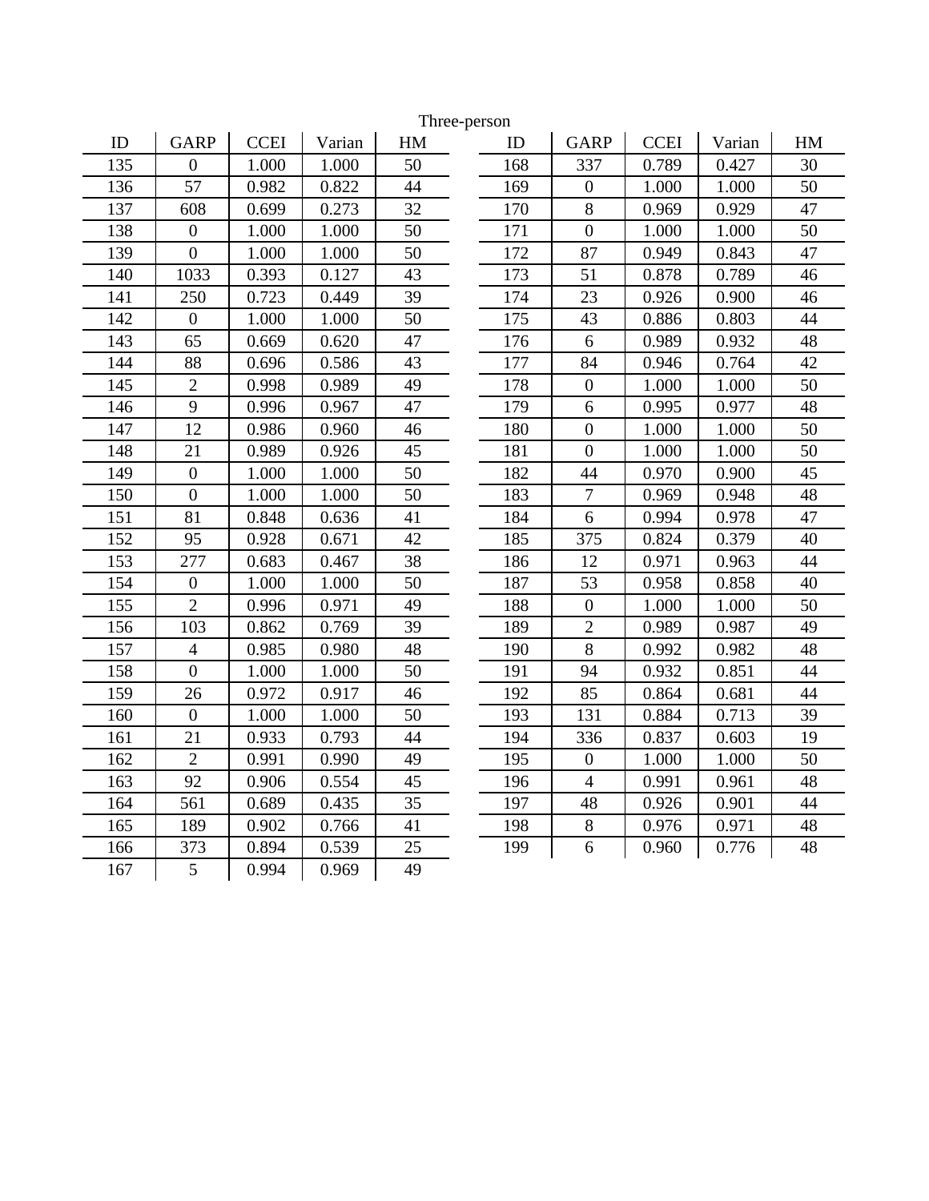Three-person

| ID | GARP | CCEI | Varian | HM |
|---|---|---|---|---|
| 135 | 0 | 1.000 | 1.000 | 50 |
| 136 | 57 | 0.982 | 0.822 | 44 |
| 137 | 608 | 0.699 | 0.273 | 32 |
| 138 | 0 | 1.000 | 1.000 | 50 |
| 139 | 0 | 1.000 | 1.000 | 50 |
| 140 | 1033 | 0.393 | 0.127 | 43 |
| 141 | 250 | 0.723 | 0.449 | 39 |
| 142 | 0 | 1.000 | 1.000 | 50 |
| 143 | 65 | 0.669 | 0.620 | 47 |
| 144 | 88 | 0.696 | 0.586 | 43 |
| 145 | 2 | 0.998 | 0.989 | 49 |
| 146 | 9 | 0.996 | 0.967 | 47 |
| 147 | 12 | 0.986 | 0.960 | 46 |
| 148 | 21 | 0.989 | 0.926 | 45 |
| 149 | 0 | 1.000 | 1.000 | 50 |
| 150 | 0 | 1.000 | 1.000 | 50 |
| 151 | 81 | 0.848 | 0.636 | 41 |
| 152 | 95 | 0.928 | 0.671 | 42 |
| 153 | 277 | 0.683 | 0.467 | 38 |
| 154 | 0 | 1.000 | 1.000 | 50 |
| 155 | 2 | 0.996 | 0.971 | 49 |
| 156 | 103 | 0.862 | 0.769 | 39 |
| 157 | 4 | 0.985 | 0.980 | 48 |
| 158 | 0 | 1.000 | 1.000 | 50 |
| 159 | 26 | 0.972 | 0.917 | 46 |
| 160 | 0 | 1.000 | 1.000 | 50 |
| 161 | 21 | 0.933 | 0.793 | 44 |
| 162 | 2 | 0.991 | 0.990 | 49 |
| 163 | 92 | 0.906 | 0.554 | 45 |
| 164 | 561 | 0.689 | 0.435 | 35 |
| 165 | 189 | 0.902 | 0.766 | 41 |
| 166 | 373 | 0.894 | 0.539 | 25 |
| 167 | 5 | 0.994 | 0.969 | 49 |
| 168 | 337 | 0.789 | 0.427 | 30 |
| 169 | 0 | 1.000 | 1.000 | 50 |
| 170 | 8 | 0.969 | 0.929 | 47 |
| 171 | 0 | 1.000 | 1.000 | 50 |
| 172 | 87 | 0.949 | 0.843 | 47 |
| 173 | 51 | 0.878 | 0.789 | 46 |
| 174 | 23 | 0.926 | 0.900 | 46 |
| 175 | 43 | 0.886 | 0.803 | 44 |
| 176 | 6 | 0.989 | 0.932 | 48 |
| 177 | 84 | 0.946 | 0.764 | 42 |
| 178 | 0 | 1.000 | 1.000 | 50 |
| 179 | 6 | 0.995 | 0.977 | 48 |
| 180 | 0 | 1.000 | 1.000 | 50 |
| 181 | 0 | 1.000 | 1.000 | 50 |
| 182 | 44 | 0.970 | 0.900 | 45 |
| 183 | 7 | 0.969 | 0.948 | 48 |
| 184 | 6 | 0.994 | 0.978 | 47 |
| 185 | 375 | 0.824 | 0.379 | 40 |
| 186 | 12 | 0.971 | 0.963 | 44 |
| 187 | 53 | 0.958 | 0.858 | 40 |
| 188 | 0 | 1.000 | 1.000 | 50 |
| 189 | 2 | 0.989 | 0.987 | 49 |
| 190 | 8 | 0.992 | 0.982 | 48 |
| 191 | 94 | 0.932 | 0.851 | 44 |
| 192 | 85 | 0.864 | 0.681 | 44 |
| 193 | 131 | 0.884 | 0.713 | 39 |
| 194 | 336 | 0.837 | 0.603 | 19 |
| 195 | 0 | 1.000 | 1.000 | 50 |
| 196 | 4 | 0.991 | 0.961 | 48 |
| 197 | 48 | 0.926 | 0.901 | 44 |
| 198 | 8 | 0.976 | 0.971 | 48 |
| 199 | 6 | 0.960 | 0.776 | 48 |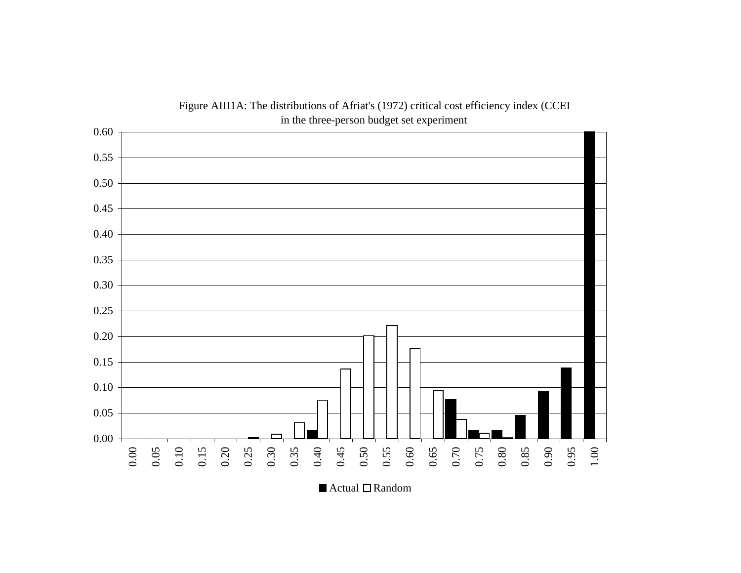Figure AIII1A: The distributions of Afriat's (1972) critical cost efficiency index (CCEI in the three-person budget set experiment

■ Actual □ Random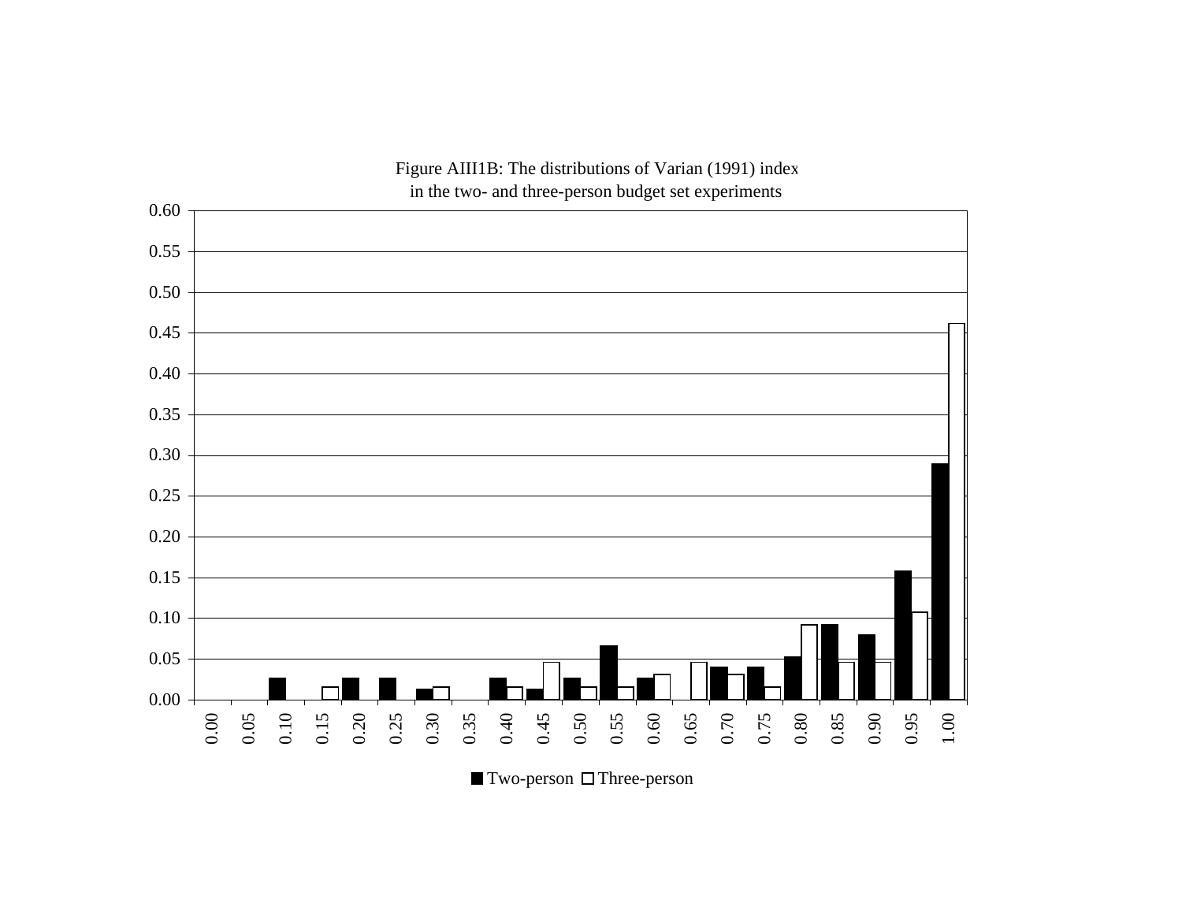Figure AIII1B: The distributions of Varian (1991) index in the two- and three-person budget set experiments

■ Two-person □ Three-person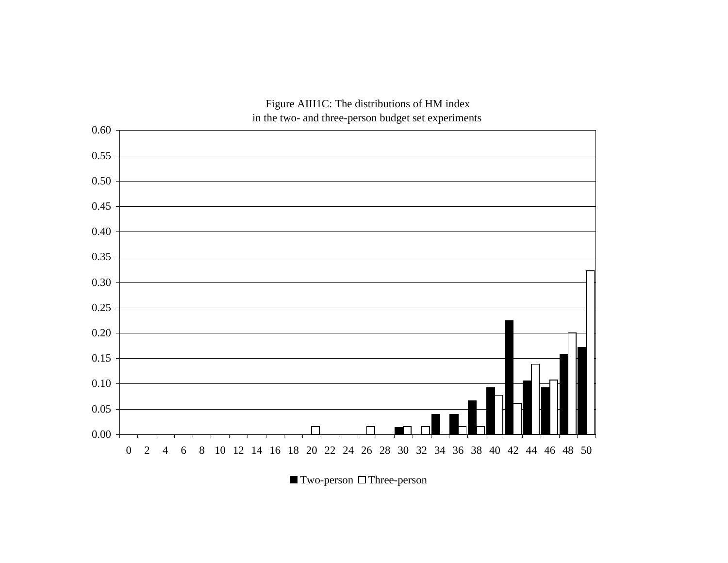Figure AIII1C: The distributions of HM index in the two- and three-person budget set experiments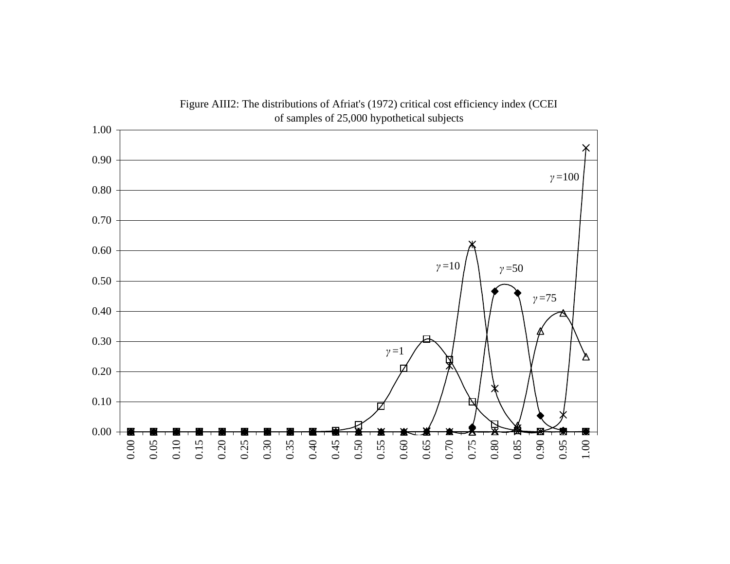Figure AIII2: The distributions of Afriat's (1972) critical cost efficiency index (CCEI of samples of 25,000 hypothetical subjects

1.00
0.90
0.80
0.70
0.60
0.50
0.40
0.30
0.20
0.10
0.00

0.00 0.05 0.10 0.15 0.20 0.25 0.30 0.35 0.40 0.45 0.50 0.55 0.60 0.65 0.70 0.75 0.80 0.85 0.90 0.95 1.00

$\gamma$ =100

$\gamma$ =10

$\gamma$ =50

$\gamma$ =75

$\gamma$ =1